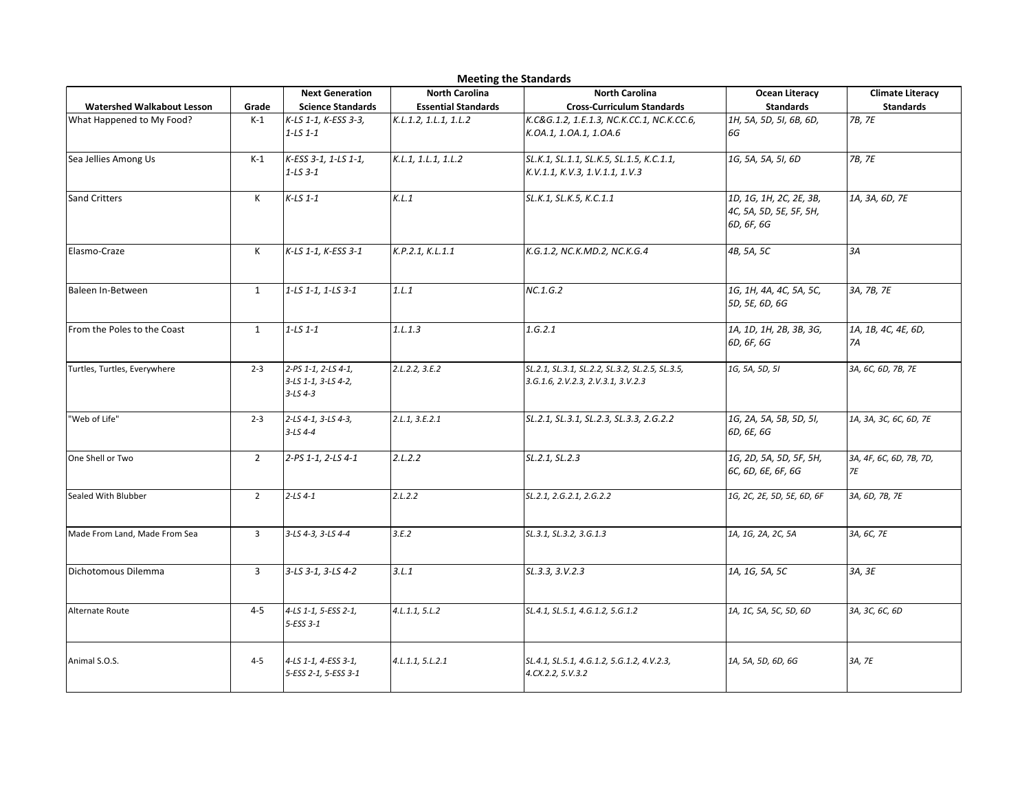## Meeting the Standards

| Watershed Walkabout Lesson | Grade | Next Generation Science Standards | North Carolina Essential Standards | North Carolina Cross-Curriculum Standards | Ocean Literacy Standards | Climate Literacy Standards |
|---|---|---|---|---|---|---|
| What Happened to My Food? | K-1 | *K-LS 1-1, K-ESS 3-3, 1-LS 1-1* | *K.L.1.2, 1.L.1, 1.L.2* | *K.C&G.1.2, 1.E.1.3, NC.K.CC.1, NC.K.CC.6, K.OA.1, 1.OA.1, 1.OA.6* | *1H, 5A, 5D, 5I, 6B, 6D, 6G* | *7B, 7E* |
| Sea Jellies Among Us | K-1 | *K-ESS 3-1, 1-LS 1-1, 1-LS 3-1* | *K.L.1, 1.L.1, 1.L.2* | *SL.K.1, SL.1.1, SL.K.5, SL.1.5, K.C.1.1, K.V.1.1, K.V.3, 1.V.1.1, 1.V.3* | *1G, 5A, 5A, 5I, 6D* | *7B, 7E* |
| Sand Critters | K | *K-LS 1-1* | *K.L.1* | *SL.K.1, SL.K.5, K.C.1.1* | *1D, 1G, 1H, 2C, 2E, 3B, 4C, 5A, 5D, 5E, 5F, 5H, 6D, 6F, 6G* | *1A, 3A, 6D, 7E* |
| Elasmo-Craze | K | *K-LS 1-1, K-ESS 3-1* | *K.P.2.1, K.L.1.1* | *K.G.1.2, NC.K.MD.2, NC.K.G.4* | *4B, 5A, 5C* | *3A* |
| Baleen In-Between | 1 | *1-LS 1-1, 1-LS 3-1* | *1.L.1* | *NC.1.G.2* | *1G, 1H, 4A, 4C, 5A, 5C, 5D, 5E, 6D, 6G* | *3A, 7B, 7E* |
| From the Poles to the Coast | 1 | *1-LS 1-1* | *1.L.1.3* | *1.G.2.1* | *1A, 1D, 1H, 2B, 3B, 3G, 6D, 6F, 6G* | *1A, 1B, 4C, 4E, 6D, 7A* |
| Turtles, Turtles, Everywhere | 2-3 | *2-PS 1-1, 2-LS 4-1, 3-LS 1-1, 3-LS 4-2, 3-LS 4-3* | *2.L.2.2, 3.E.2* | *SL.2.1, SL.3.1, SL.2.2, SL.3.2, SL.2.5, SL.3.5, 3.G.1.6, 2.V.2.3, 2.V.3.1, 3.V.2.3* | *1G, 5A, 5D, 5I* | *3A, 6C, 6D, 7B, 7E* |
| "Web of Life" | 2-3 | *2-LS 4-1, 3-LS 4-3, 3-LS 4-4* | *2.L.1, 3.E.2.1* | *SL.2.1, SL.3.1, SL.2.3, SL.3.3, 2.G.2.2* | *1G, 2A, 5A, 5B, 5D, 5I, 6D, 6E, 6G* | *1A, 3A, 3C, 6C, 6D, 7E* |
| One Shell or Two | 2 | *2-PS 1-1, 2-LS 4-1* | *2.L.2.2* | *SL.2.1, SL.2.3* | *1G, 2D, 5A, 5D, 5F, 5H, 6C, 6D, 6E, 6F, 6G* | *3A, 4F, 6C, 6D, 7B, 7D, 7E* |
| Sealed With Blubber | 2 | *2-LS 4-1* | *2.L.2.2* | *SL.2.1, 2.G.2.1, 2.G.2.2* | *1G, 2C, 2E, 5D, 5E, 6D, 6F* | *3A, 6D, 7B, 7E* |
| Made From Land, Made From Sea | 3 | *3-LS 4-3, 3-LS 4-4* | *3.E.2* | *SL.3.1, SL.3.2, 3.G.1.3* | *1A, 1G, 2A, 2C, 5A* | *3A, 6C, 7E* |
| Dichotomous Dilemma | 3 | *3-LS 3-1, 3-LS 4-2* | *3.L.1* | *SL.3.3, 3.V.2.3* | *1A, 1G, 5A, 5C* | *3A, 3E* |
| Alternate Route | 4-5 | *4-LS 1-1, 5-ESS 2-1, 5-ESS 3-1* | *4.L.1.1, 5.L.2* | *SL.4.1, SL.5.1, 4.G.1.2, 5.G.1.2* | *1A, 1C, 5A, 5C, 5D, 6D* | *3A, 3C, 6C, 6D* |
| Animal S.O.S. | 4-5 | *4-LS 1-1, 4-ESS 3-1, 5-ESS 2-1, 5-ESS 3-1* | *4.L.1.1, 5.L.2.1* | *SL.4.1, SL.5.1, 4.G.1.2, 5.G.1.2, 4.V.2.3, 4.CX.2.2, 5.V.3.2* | *1A, 5A, 5D, 6D, 6G* | *3A, 7E* |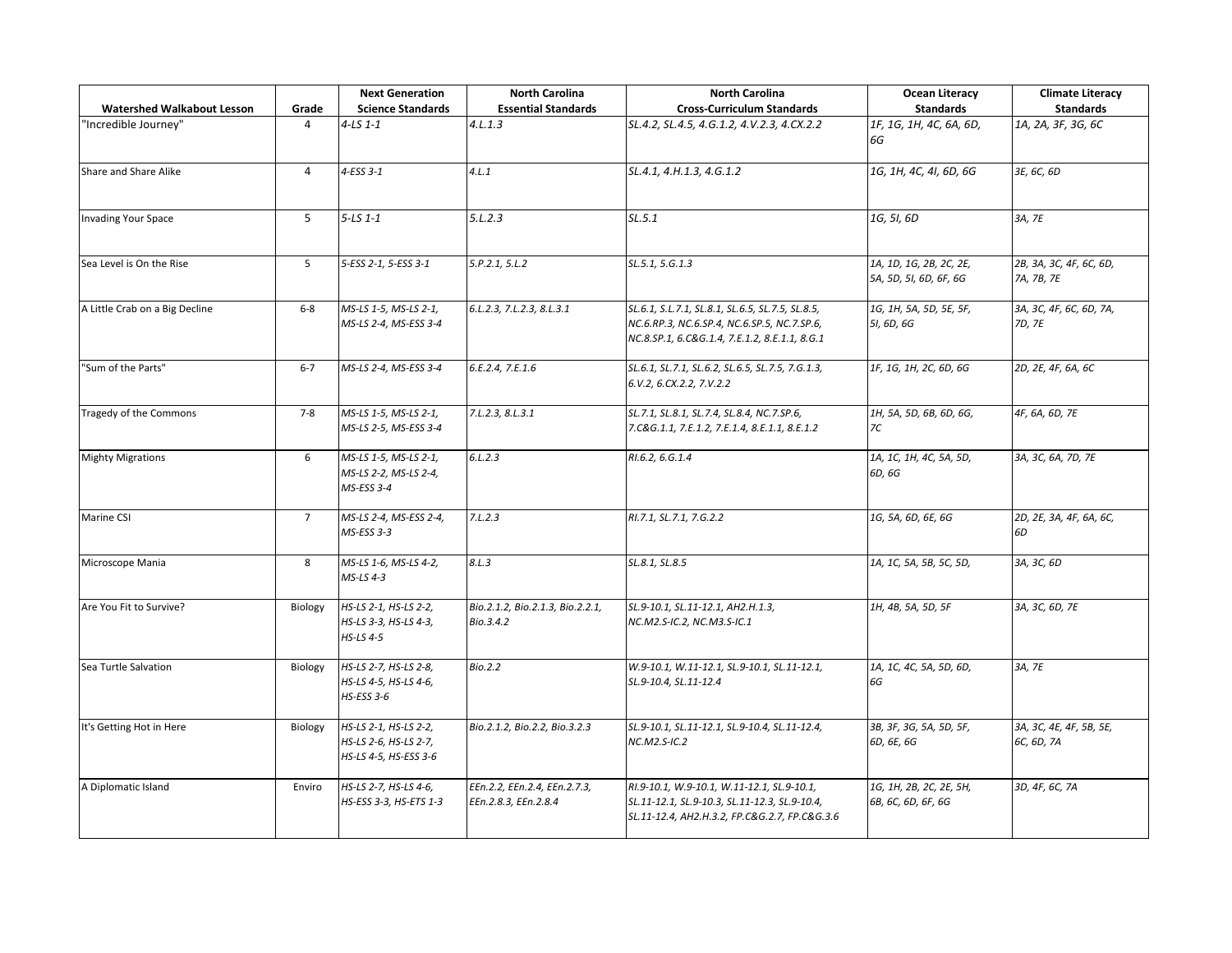| Watershed Walkabout Lesson | Grade | Next Generation Science Standards | North Carolina Essential Standards | North Carolina Cross-Curriculum Standards | Ocean Literacy Standards | Climate Literacy Standards |
|---|---|---|---|---|---|---|
| "Incredible Journey" | 4 | *4-LS 1-1* | *4.L.1.3* | *SL.4.2, SL.4.5, 4.G.1.2, 4.V.2.3, 4.CX.2.2* | *1F, 1G, 1H, 4C, 6A, 6D, 6G* | *1A, 2A, 3F, 3G, 6C* |
| Share and Share Alike | 4 | *4-ESS 3-1* | *4.L.1* | *SL.4.1, 4.H.1.3, 4.G.1.2* | *1G, 1H, 4C, 4I, 6D, 6G* | *3E, 6C, 6D* |
| Invading Your Space | 5 | *5-LS 1-1* | *5.L.2.3* | *SL.5.1* | *1G, 5I, 6D* | *3A, 7E* |
| Sea Level is On the Rise | 5 | *5-ESS 2-1, 5-ESS 3-1* | *5.P.2.1, 5.L.2* | *SL.5.1, 5.G.1.3* | *1A, 1D, 1G, 2B, 2C, 2E, 5A, 5D, 5I, 6D, 6F, 6G* | *2B, 3A, 3C, 4F, 6C, 6D, 7A, 7B, 7E* |
| A Little Crab on a Big Decline | 6-8 | *MS-LS 1-5, MS-LS 2-1, MS-LS 2-4, MS-ESS 3-4* | *6.L.2.3, 7.L.2.3, 8.L.3.1* | *SL.6.1, S.L.7.1, SL.8.1, SL.6.5, SL.7.5, SL.8.5, NC.6.RP.3, NC.6.SP.4, NC.6.SP.5, NC.7.SP.6, NC.8.SP.1, 6.C&G.1.4, 7.E.1.2, 8.E.1.1, 8.G.1* | *1G, 1H, 5A, 5D, 5E, 5F, 5I, 6D, 6G* | *3A, 3C, 4F, 6C, 6D, 7A, 7D, 7E* |
| "Sum of the Parts" | 6-7 | *MS-LS 2-4, MS-ESS 3-4* | *6.E.2.4, 7.E.1.6* | *SL.6.1, SL.7.1, SL.6.2, SL.6.5, SL.7.5, 7.G.1.3, 6.V.2, 6.CX.2.2, 7.V.2.2* | *1F, 1G, 1H, 2C, 6D, 6G* | *2D, 2E, 4F, 6A, 6C* |
| Tragedy of the Commons | 7-8 | *MS-LS 1-5, MS-LS 2-1, MS-LS 2-5, MS-ESS 3-4* | *7.L.2.3, 8.L.3.1* | *SL.7.1, SL.8.1, SL.7.4, SL.8.4, NC.7.SP.6, 7.C&G.1.1, 7.E.1.2, 7.E.1.4, 8.E.1.1, 8.E.1.2* | *1H, 5A, 5D, 6B, 6D, 6G, 7C* | *4F, 6A, 6D, 7E* |
| Mighty Migrations | 6 | *MS-LS 1-5, MS-LS 2-1, MS-LS 2-2, MS-LS 2-4, MS-ESS 3-4* | *6.L.2.3* | *RI.6.2, 6.G.1.4* | *1A, 1C, 1H, 4C, 5A, 5D, 6D, 6G* | *3A, 3C, 6A, 7D, 7E* |
| Marine CSI | 7 | *MS-LS 2-4, MS-ESS 2-4, MS-ESS 3-3* | *7.L.2.3* | *RI.7.1, SL.7.1, 7.G.2.2* | *1G, 5A, 6D, 6E, 6G* | *2D, 2E, 3A, 4F, 6A, 6C, 6D* |
| Microscope Mania | 8 | *MS-LS 1-6, MS-LS 4-2, MS-LS 4-3* | *8.L.3* | *SL.8.1, SL.8.5* | *1A, 1C, 5A, 5B, 5C, 5D,* | *3A, 3C, 6D* |
| Are You Fit to Survive? | Biology | *HS-LS 2-1, HS-LS 2-2, HS-LS 3-3, HS-LS 4-3, HS-LS 4-5* | *Bio.2.1.2, Bio.2.1.3, Bio.2.2.1, Bio.3.4.2* | *SL.9-10.1, SL.11-12.1, AH2.H.1.3, NC.M2.S-IC.2, NC.M3.S-IC.1* | *1H, 4B, 5A, 5D, 5F* | *3A, 3C, 6D, 7E* |
| Sea Turtle Salvation | Biology | *HS-LS 2-7, HS-LS 2-8, HS-LS 4-5, HS-LS 4-6, HS-ESS 3-6* | *Bio.2.2* | *W.9-10.1, W.11-12.1, SL.9-10.1, SL.11-12.1, SL.9-10.4, SL.11-12.4* | *1A, 1C, 4C, 5A, 5D, 6D, 6G* | *3A, 7E* |
| It's Getting Hot in Here | Biology | *HS-LS 2-1, HS-LS 2-2, HS-LS 2-6, HS-LS 2-7, HS-LS 4-5, HS-ESS 3-6* | *Bio.2.1.2, Bio.2.2, Bio.3.2.3* | *SL.9-10.1, SL.11-12.1, SL.9-10.4, SL.11-12.4, NC.M2.S-IC.2* | *3B, 3F, 3G, 5A, 5D, 5F, 6D, 6E, 6G* | *3A, 3C, 4E, 4F, 5B, 5E, 6C, 6D, 7A* |
| A Diplomatic Island | Enviro | *HS-LS 2-7, HS-LS 4-6, HS-ESS 3-3, HS-ETS 1-3* | *EEn.2.2, EEn.2.4, EEn.2.7.3, EEn.2.8.3, EEn.2.8.4* | *RI.9-10.1, W.9-10.1, W.11-12.1, SL.9-10.1, SL.11-12.1, SL.9-10.3, SL.11-12.3, SL.9-10.4, SL.11-12.4, AH2.H.3.2, FP.C&G.2.7, FP.C&G.3.6* | *1G, 1H, 2B, 2C, 2E, 5H, 6B, 6C, 6D, 6F, 6G* | *3D, 4F, 6C, 7A* |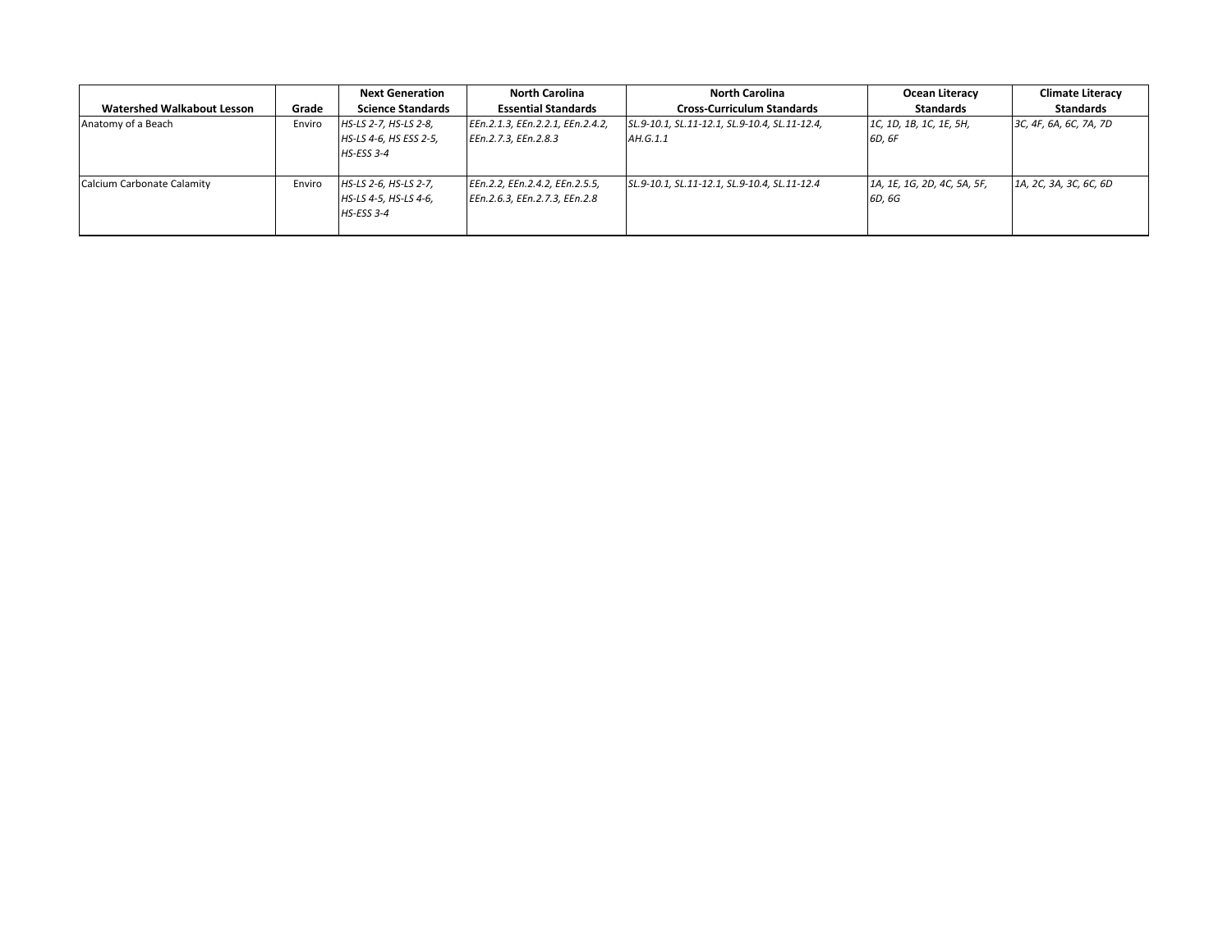| Watershed Walkabout Lesson | Grade | Next Generation Science Standards | North Carolina Essential Standards | North Carolina Cross-Curriculum Standards | Ocean Literacy Standards | Climate Literacy Standards |
|---|---|---|---|---|---|---|
| Anatomy of a Beach | Enviro | *HS-LS 2-7, HS-LS 2-8, HS-LS 4-6, HS ESS 2-5, HS-ESS 3-4* | *EEn.2.1.3, EEn.2.2.1, EEn.2.4.2, EEn.2.7.3, EEn.2.8.3* | *SL.9-10.1, SL.11-12.1, SL.9-10.4, SL.11-12.4, AH.G.1.1* | *1C, 1D, 1B, 1C, 1E, 5H, 6D, 6F* | *3C, 4F, 6A, 6C, 7A, 7D* |
| Calcium Carbonate Calamity | Enviro | *HS-LS 2-6, HS-LS 2-7, HS-LS 4-5, HS-LS 4-6, HS-ESS 3-4* | *EEn.2.2, EEn.2.4.2, EEn.2.5.5, EEn.2.6.3, EEn.2.7.3, EEn.2.8* | *SL.9-10.1, SL.11-12.1, SL.9-10.4, SL.11-12.4* | *1A, 1E, 1G, 2D, 4C, 5A, 5F, 6D, 6G* | *1A, 2C, 3A, 3C, 6C, 6D* |